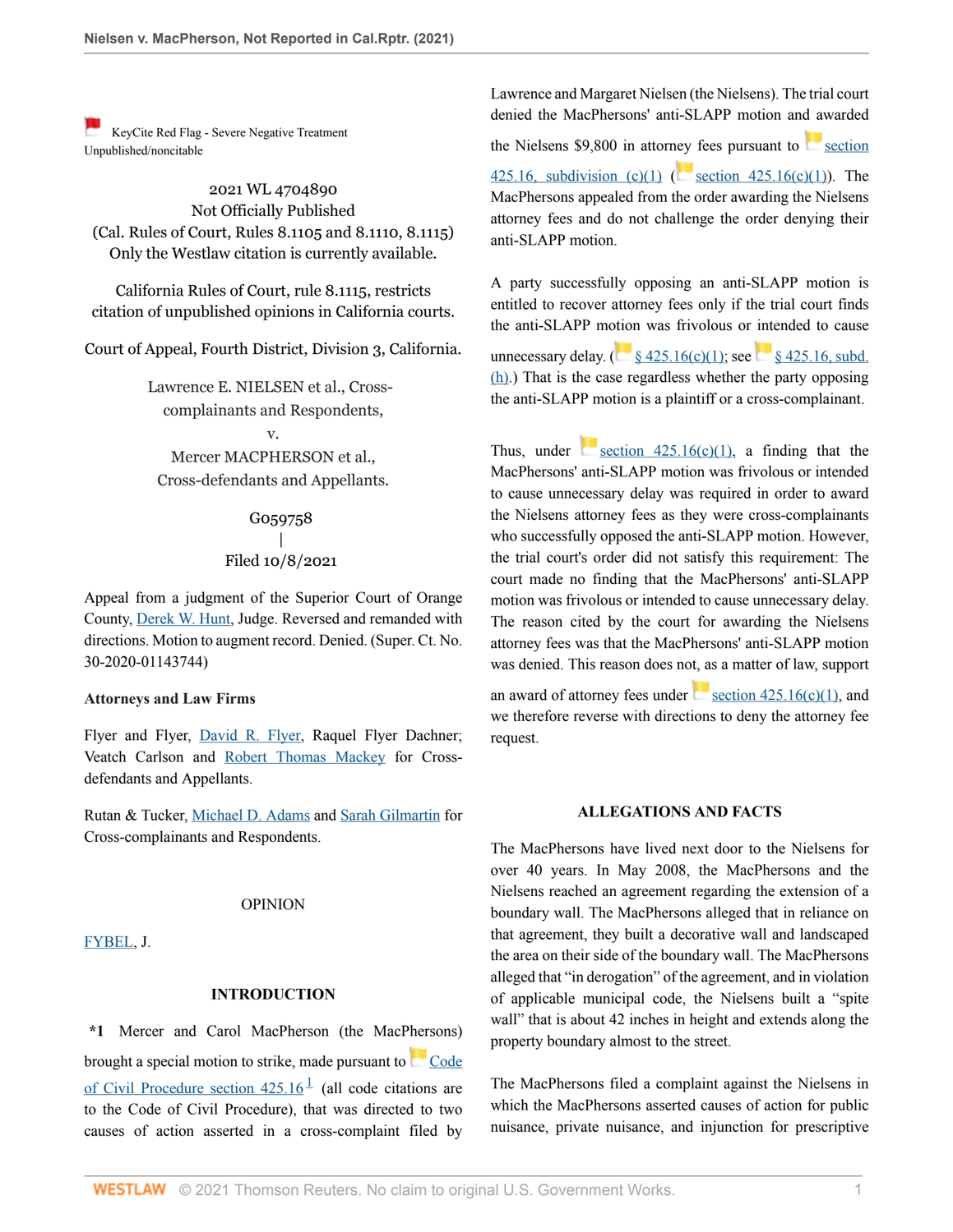KeyCite Red Flag - Severe Negative Treatment
Unpublished/noncitable

2021 WL 4704890
Not Officially Published
(Cal. Rules of Court, Rules 8.1105 and 8.1110, 8.1115)
Only the Westlaw citation is currently available.

California Rules of Court, rule 8.1115, restricts citation of unpublished opinions in California courts.

Court of Appeal, Fourth District, Division 3, California.

Lawrence E. NIELSEN et al., Cross-complainants and Respondents,
v.
Mercer MACPHERSON et al., Cross-defendants and Appellants.

G059758
|
Filed 10/8/2021

Appeal from a judgment of the Superior Court of Orange County, Derek W. Hunt, Judge. Reversed and remanded with directions. Motion to augment record. Denied. (Super. Ct. No. 30-2020-01143744)

**Attorneys and Law Firms**

Flyer and Flyer, David R. Flyer, Raquel Flyer Dachner; Veatch Carlson and Robert Thomas Mackey for Cross-defendants and Appellants.

Rutan & Tucker, Michael D. Adams and Sarah Gilmartin for Cross-complainants and Respondents.

OPINION

FYBEL, J.

**INTRODUCTION**

**\*1** Mercer and Carol MacPherson (the MacPhersons) brought a special motion to strike, made pursuant to Code of Civil Procedure section 425.16[1] (all code citations are to the Code of Civil Procedure), that was directed to two causes of action asserted in a cross-complaint filed by Lawrence and Margaret Nielsen (the Nielsens). The trial court denied the MacPhersons' anti-SLAPP motion and awarded the Nielsens $9,800 in attorney fees pursuant to section 425.16, subdivision (c)(1) (section 425.16(c)(1)). The MacPhersons appealed from the order awarding the Nielsens attorney fees and do not challenge the order denying their anti-SLAPP motion.

A party successfully opposing an anti-SLAPP motion is entitled to recover attorney fees only if the trial court finds the anti-SLAPP motion was frivolous or intended to cause unnecessary delay. (§ 425.16(c)(1); see § 425.16, subd. (h).) That is the case regardless whether the party opposing the anti-SLAPP motion is a plaintiff or a cross-complainant.

Thus, under section 425.16(c)(1), a finding that the MacPhersons' anti-SLAPP motion was frivolous or intended to cause unnecessary delay was required in order to award the Nielsens attorney fees as they were cross-complainants who successfully opposed the anti-SLAPP motion. However, the trial court's order did not satisfy this requirement: The court made no finding that the MacPhersons' anti-SLAPP motion was frivolous or intended to cause unnecessary delay. The reason cited by the court for awarding the Nielsens attorney fees was that the MacPhersons' anti-SLAPP motion was denied. This reason does not, as a matter of law, support an award of attorney fees under section 425.16(c)(1), and we therefore reverse with directions to deny the attorney fee request.

**ALLEGATIONS AND FACTS**

The MacPhersons have lived next door to the Nielsens for over 40 years. In May 2008, the MacPhersons and the Nielsens reached an agreement regarding the extension of a boundary wall. The MacPhersons alleged that in reliance on that agreement, they built a decorative wall and landscaped the area on their side of the boundary wall. The MacPhersons alleged that "in derogation" of the agreement, and in violation of applicable municipal code, the Nielsens built a "spite wall" that is about 42 inches in height and extends along the property boundary almost to the street.

The MacPhersons filed a complaint against the Nielsens in which the MacPhersons asserted causes of action for public nuisance, private nuisance, and injunction for prescriptive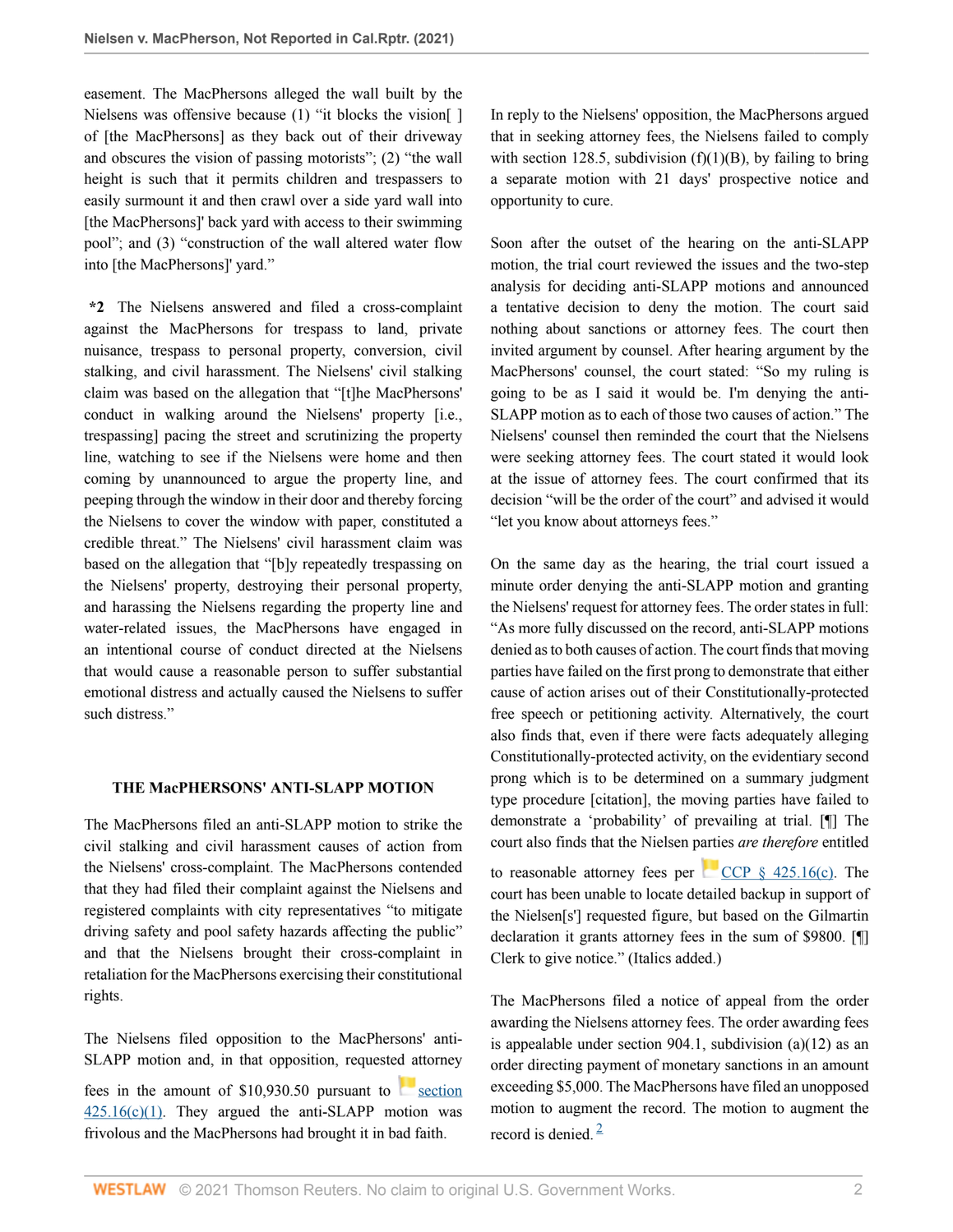easement. The MacPhersons alleged the wall built by the Nielsens was offensive because (1) "it blocks the vision[ ] of [the MacPhersons] as they back out of their driveway and obscures the vision of passing motorists"; (2) "the wall height is such that it permits children and trespassers to easily surmount it and then crawl over a side yard wall into [the MacPhersons]' back yard with access to their swimming pool"; and (3) "construction of the wall altered water flow into [the MacPhersons]' yard."

**\*2** The Nielsens answered and filed a cross-complaint against the MacPhersons for trespass to land, private nuisance, trespass to personal property, conversion, civil stalking, and civil harassment. The Nielsens' civil stalking claim was based on the allegation that "[t]he MacPhersons' conduct in walking around the Nielsens' property [i.e., trespassing] pacing the street and scrutinizing the property line, watching to see if the Nielsens were home and then coming by unannounced to argue the property line, and peeping through the window in their door and thereby forcing the Nielsens to cover the window with paper, constituted a credible threat." The Nielsens' civil harassment claim was based on the allegation that "[b]y repeatedly trespassing on the Nielsens' property, destroying their personal property, and harassing the Nielsens regarding the property line and water-related issues, the MacPhersons have engaged in an intentional course of conduct directed at the Nielsens that would cause a reasonable person to suffer substantial emotional distress and actually caused the Nielsens to suffer such distress."

### THE MacPHERSONS' ANTI-SLAPP MOTION

The MacPhersons filed an anti-SLAPP motion to strike the civil stalking and civil harassment causes of action from the Nielsens' cross-complaint. The MacPhersons contended that they had filed their complaint against the Nielsens and registered complaints with city representatives "to mitigate driving safety and pool safety hazards affecting the public" and that the Nielsens brought their cross-complaint in retaliation for the MacPhersons exercising their constitutional rights.

The Nielsens filed opposition to the MacPhersons' anti-SLAPP motion and, in that opposition, requested attorney fees in the amount of $10,930.50 pursuant to section 425.16(c)(1). They argued the anti-SLAPP motion was frivolous and the MacPhersons had brought it in bad faith.

In reply to the Nielsens' opposition, the MacPhersons argued that in seeking attorney fees, the Nielsens failed to comply with section 128.5, subdivision (f)(1)(B), by failing to bring a separate motion with 21 days' prospective notice and opportunity to cure.

Soon after the outset of the hearing on the anti-SLAPP motion, the trial court reviewed the issues and the two-step analysis for deciding anti-SLAPP motions and announced a tentative decision to deny the motion. The court said nothing about sanctions or attorney fees. The court then invited argument by counsel. After hearing argument by the MacPhersons' counsel, the court stated: "So my ruling is going to be as I said it would be. I'm denying the anti-SLAPP motion as to each of those two causes of action." The Nielsens' counsel then reminded the court that the Nielsens were seeking attorney fees. The court stated it would look at the issue of attorney fees. The court confirmed that its decision "will be the order of the court" and advised it would "let you know about attorneys fees."

On the same day as the hearing, the trial court issued a minute order denying the anti-SLAPP motion and granting the Nielsens' request for attorney fees. The order states in full: "As more fully discussed on the record, anti-SLAPP motions denied as to both causes of action. The court finds that moving parties have failed on the first prong to demonstrate that either cause of action arises out of their Constitutionally-protected free speech or petitioning activity. Alternatively, the court also finds that, even if there were facts adequately alleging Constitutionally-protected activity, on the evidentiary second prong which is to be determined on a summary judgment type procedure [citation], the moving parties have failed to demonstrate a 'probability' of prevailing at trial. [¶] The court also finds that the Nielsen parties *are therefore* entitled to reasonable attorney fees per CCP § 425.16(c). The court has been unable to locate detailed backup in support of the Nielsen[s'] requested figure, but based on the Gilmartin declaration it grants attorney fees in the sum of $9800. [¶] Clerk to give notice." (Italics added.)

The MacPhersons filed a notice of appeal from the order awarding the Nielsens attorney fees. The order awarding fees is appealable under section 904.1, subdivision (a)(12) as an order directing payment of monetary sanctions in an amount exceeding $5,000. The MacPhersons have filed an unopposed motion to augment the record. The motion to augment the record is denied. [2]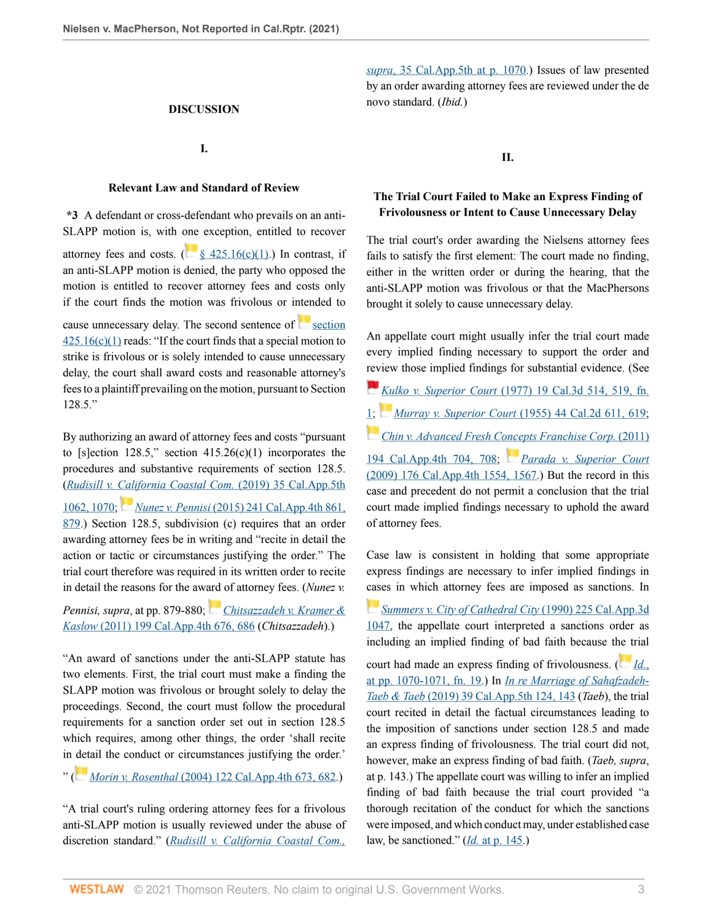## DISCUSSION

### I.

### Relevant Law and Standard of Review

**\*3** A defendant or cross-defendant who prevails on an anti-SLAPP motion is, with one exception, entitled to recover attorney fees and costs. (§ 425.16(c)(1).) In contrast, if an anti-SLAPP motion is denied, the party who opposed the motion is entitled to recover attorney fees and costs only if the court finds the motion was frivolous or intended to cause unnecessary delay. The second sentence of section 425.16(c)(1) reads: "If the court finds that a special motion to strike is frivolous or is solely intended to cause unnecessary delay, the court shall award costs and reasonable attorney's fees to a plaintiff prevailing on the motion, pursuant to Section 128.5."

By authorizing an award of attorney fees and costs "pursuant to [s]ection 128.5," section 415.26(c)(1) incorporates the procedures and substantive requirements of section 128.5. (*Rudisill v. California Coastal Com.* (2019) 35 Cal.App.5th 1062, 1070; *Nunez v. Pennisi* (2015) 241 Cal.App.4th 861, 879.) Section 128.5, subdivision (c) requires that an order awarding attorney fees be in writing and "recite in detail the action or tactic or circumstances justifying the order." The trial court therefore was required in its written order to recite in detail the reasons for the award of attorney fees. (*Nunez v. Pennisi, supra*, at pp. 879-880; *Chitsazzadeh v. Kramer & Kaslow* (2011) 199 Cal.App.4th 676, 686 (*Chitsazzadeh*).)

"An award of sanctions under the anti-SLAPP statute has two elements. First, the trial court must make a finding the SLAPP motion was frivolous or brought solely to delay the proceedings. Second, the court must follow the procedural requirements for a sanction order set out in section 128.5 which requires, among other things, the order 'shall recite in detail the conduct or circumstances justifying the order.' " (*Morin v. Rosenthal* (2004) 122 Cal.App.4th 673, 682.)

"A trial court's ruling ordering attorney fees for a frivolous anti-SLAPP motion is usually reviewed under the abuse of discretion standard." (*Rudisill v. California Coastal Com., supra*, 35 Cal.App.5th at p. 1070.) Issues of law presented by an order awarding attorney fees are reviewed under the de novo standard. (*Ibid.*)

### II.

### The Trial Court Failed to Make an Express Finding of Frivolousness or Intent to Cause Unnecessary Delay

The trial court's order awarding the Nielsens attorney fees fails to satisfy the first element: The court made no finding, either in the written order or during the hearing, that the anti-SLAPP motion was frivolous or that the MacPhersons brought it solely to cause unnecessary delay.

An appellate court might usually infer the trial court made every implied finding necessary to support the order and review those implied findings for substantial evidence. (See *Kulko v. Superior Court* (1977) 19 Cal.3d 514, 519, fn. 1; *Murray v. Superior Court* (1955) 44 Cal.2d 611, 619; *Chin v. Advanced Fresh Concepts Franchise Corp.* (2011) 194 Cal.App.4th 704, 708; *Parada v. Superior Court* (2009) 176 Cal.App.4th 1554, 1567.) But the record in this case and precedent do not permit a conclusion that the trial court made implied findings necessary to uphold the award of attorney fees.

Case law is consistent in holding that some appropriate express findings are necessary to infer implied findings in cases in which attorney fees are imposed as sanctions. In *Summers v. City of Cathedral City* (1990) 225 Cal.App.3d 1047, the appellate court interpreted a sanctions order as including an implied finding of bad faith because the trial court had made an express finding of frivolousness. (*Id.*, at pp. 1070-1071, fn. 19.) In *In re Marriage of Sahafzadeh-Taeb & Taeb* (2019) 39 Cal.App.5th 124, 143 (*Taeb*), the trial court recited in detail the factual circumstances leading to the imposition of sanctions under section 128.5 and made an express finding of frivolousness. The trial court did not, however, make an express finding of bad faith. (*Taeb, supra*, at p. 143.) The appellate court was willing to infer an implied finding of bad faith because the trial court provided "a thorough recitation of the conduct for which the sanctions were imposed, and which conduct may, under established case law, be sanctioned." (*Id.* at p. 145.)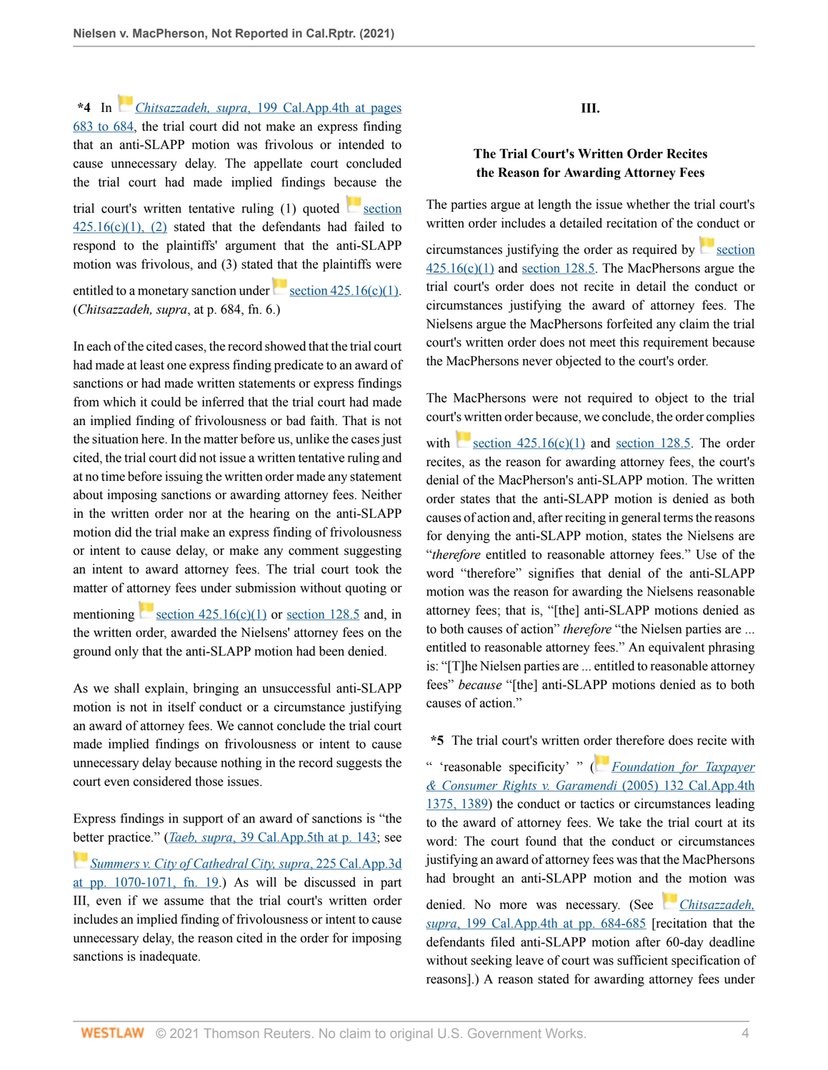**\*4** In *Chitsazzadeh, supra*, 199 Cal.App.4th at pages 683 to 684, the trial court did not make an express finding that an anti-SLAPP motion was frivolous or intended to cause unnecessary delay. The appellate court concluded the trial court had made implied findings because the trial court's written tentative ruling (1) quoted section 425.16(c)(1), (2) stated that the defendants had failed to respond to the plaintiffs' argument that the anti-SLAPP motion was frivolous, and (3) stated that the plaintiffs were entitled to a monetary sanction under section 425.16(c)(1). (*Chitsazzadeh, supra*, at p. 684, fn. 6.)

In each of the cited cases, the record showed that the trial court had made at least one express finding predicate to an award of sanctions or had made written statements or express findings from which it could be inferred that the trial court had made an implied finding of frivolousness or bad faith. That is not the situation here. In the matter before us, unlike the cases just cited, the trial court did not issue a written tentative ruling and at no time before issuing the written order made any statement about imposing sanctions or awarding attorney fees. Neither in the written order nor at the hearing on the anti-SLAPP motion did the trial make an express finding of frivolousness or intent to cause delay, or make any comment suggesting an intent to award attorney fees. The trial court took the matter of attorney fees under submission without quoting or mentioning section 425.16(c)(1) or section 128.5 and, in the written order, awarded the Nielsens' attorney fees on the ground only that the anti-SLAPP motion had been denied.

As we shall explain, bringing an unsuccessful anti-SLAPP motion is not in itself conduct or a circumstance justifying an award of attorney fees. We cannot conclude the trial court made implied findings on frivolousness or intent to cause unnecessary delay because nothing in the record suggests the court even considered those issues.

Express findings in support of an award of sanctions is "the better practice." (*Taeb, supra*, 39 Cal.App.5th at p. 143; see *Summers v. City of Cathedral City, supra*, 225 Cal.App.3d at pp. 1070-1071, fn. 19.) As will be discussed in part III, even if we assume that the trial court's written order includes an implied finding of frivolousness or intent to cause unnecessary delay, the reason cited in the order for imposing sanctions is inadequate.

## III.

## The Trial Court's Written Order Recites the Reason for Awarding Attorney Fees

The parties argue at length the issue whether the trial court's written order includes a detailed recitation of the conduct or circumstances justifying the order as required by section 425.16(c)(1) and section 128.5. The MacPhersons argue the trial court's order does not recite in detail the conduct or circumstances justifying the award of attorney fees. The Nielsens argue the MacPhersons forfeited any claim the trial court's written order does not meet this requirement because the MacPhersons never objected to the court's order.

The MacPhersons were not required to object to the trial court's written order because, we conclude, the order complies with section 425.16(c)(1) and section 128.5. The order recites, as the reason for awarding attorney fees, the court's denial of the MacPherson's anti-SLAPP motion. The written order states that the anti-SLAPP motion is denied as both causes of action and, after reciting in general terms the reasons for denying the anti-SLAPP motion, states the Nielsens are "*therefore* entitled to reasonable attorney fees." Use of the word "therefore" signifies that denial of the anti-SLAPP motion was the reason for awarding the Nielsens reasonable attorney fees; that is, "[the] anti-SLAPP motions denied as to both causes of action" *therefore* "the Nielsen parties are ... entitled to reasonable attorney fees." An equivalent phrasing is: "[T]he Nielsen parties are ... entitled to reasonable attorney fees" *because* "[the] anti-SLAPP motions denied as to both causes of action."

**\*5** The trial court's written order therefore does recite with " 'reasonable specificity' " (*Foundation for Taxpayer & Consumer Rights v. Garamendi* (2005) 132 Cal.App.4th 1375, 1389) the conduct or circumstances leading to the award of attorney fees. We take the trial court at its word: The court found that the conduct or circumstances justifying an award of attorney fees was that the MacPhersons had brought an anti-SLAPP motion and the motion was denied. No more was necessary. (See *Chitsazzadeh, supra*, 199 Cal.App.4th at pp. 684-685 [recitation that the defendants filed anti-SLAPP motion after 60-day deadline without seeking leave of court was sufficient specification of reasons].) A reason stated for awarding attorney fees under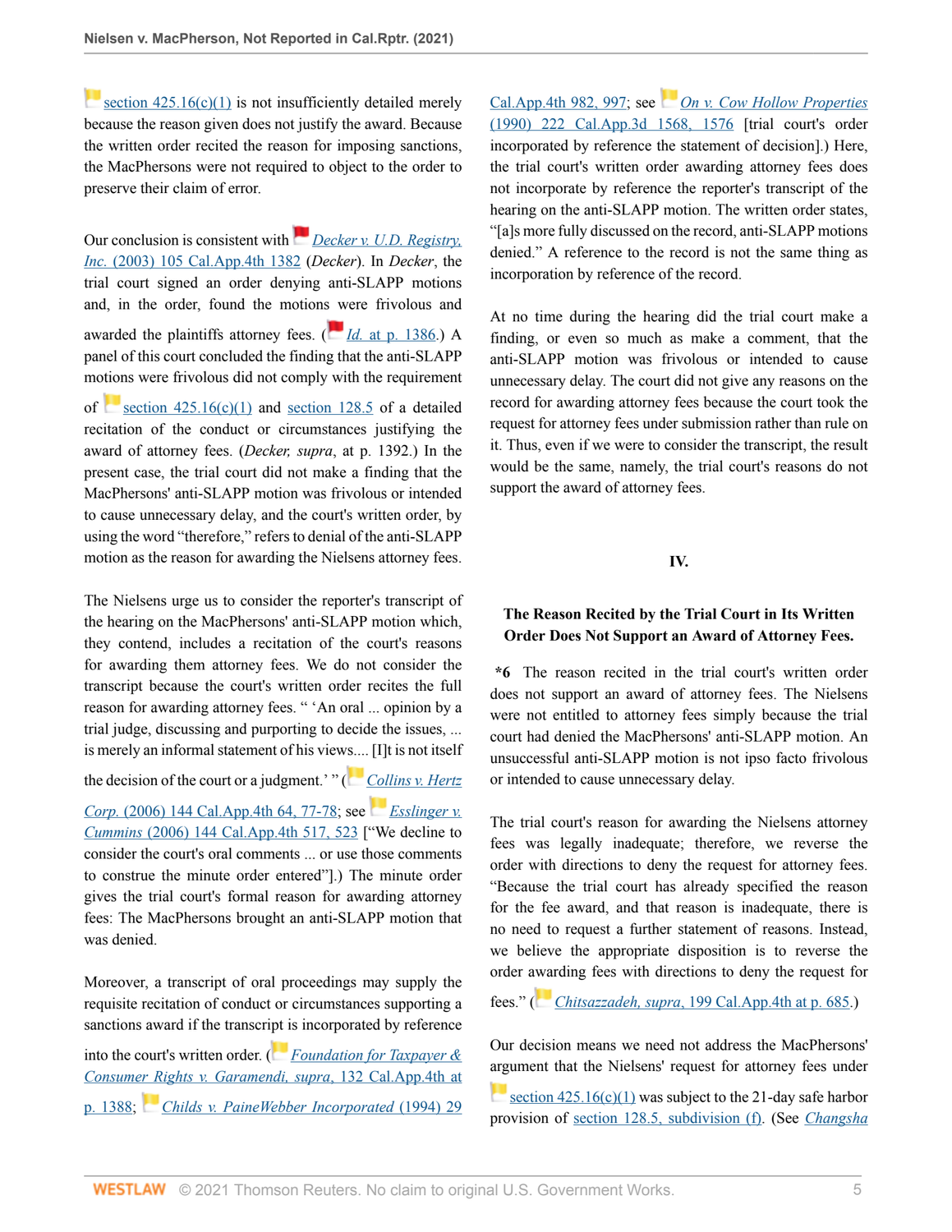section 425.16(c)(1) is not insufficiently detailed merely because the reason given does not justify the award. Because the written order recited the reason for imposing sanctions, the MacPhersons were not required to object to the order to preserve their claim of error.

Our conclusion is consistent with *Decker v. U.D. Registry, Inc.* (2003) 105 Cal.App.4th 1382 (*Decker*). In *Decker*, the trial court signed an order denying anti-SLAPP motions and, in the order, found the motions were frivolous and awarded the plaintiffs attorney fees. (*Id.* at p. 1386.) A panel of this court concluded the finding that the anti-SLAPP motions were frivolous did not comply with the requirement of section 425.16(c)(1) and section 128.5 of a detailed recitation of the conduct or circumstances justifying the award of attorney fees. (*Decker, supra*, at p. 1392.) In the present case, the trial court did not make a finding that the MacPhersons' anti-SLAPP motion was frivolous or intended to cause unnecessary delay, and the court's written order, by using the word "therefore," refers to denial of the anti-SLAPP motion as the reason for awarding the Nielsens attorney fees.

The Nielsens urge us to consider the reporter's transcript of the hearing on the MacPhersons' anti-SLAPP motion which, they contend, includes a recitation of the court's reasons for awarding them attorney fees. We do not consider the transcript because the court's written order recites the full reason for awarding attorney fees. " 'An oral ... opinion by a trial judge, discussing and purporting to decide the issues, ... is merely an informal statement of his views.... [I]t is not itself the decision of the court or a judgment.' " (*Collins v. Hertz Corp.* (2006) 144 Cal.App.4th 64, 77-78; see *Esslinger v. Cummins* (2006) 144 Cal.App.4th 517, 523 ["We decline to consider the court's oral comments ... or use those comments to construe the minute order entered"].) The minute order gives the trial court's formal reason for awarding attorney fees: The MacPhersons brought an anti-SLAPP motion that was denied.

Moreover, a transcript of oral proceedings may supply the requisite recitation of conduct or circumstances supporting a sanctions award if the transcript is incorporated by reference into the court's written order. (*Foundation for Taxpayer & Consumer Rights v. Garamendi, supra*, 132 Cal.App.4th at p. 1388; *Childs v. PaineWebber Incorporated* (1994) 29 Cal.App.4th 982, 997; see *On v. Cow Hollow Properties* (1990) 222 Cal.App.3d 1568, 1576 [trial court's order incorporated by reference the statement of decision].) Here, the trial court's written order awarding attorney fees does not incorporate by reference the reporter's transcript of the hearing on the anti-SLAPP motion. The written order states, "[a]s more fully discussed on the record, anti-SLAPP motions denied." A reference to the record is not the same thing as incorporation by reference of the record.

At no time during the hearing did the trial court make a finding, or even so much as make a comment, that the anti-SLAPP motion was frivolous or intended to cause unnecessary delay. The court did not give any reasons on the record for awarding attorney fees because the court took the request for attorney fees under submission rather than rule on it. Thus, even if we were to consider the transcript, the result would be the same, namely, the trial court's reasons do not support the award of attorney fees.

## IV.

## The Reason Recited by the Trial Court in Its Written Order Does Not Support an Award of Attorney Fees.

**\*6** The reason recited in the trial court's written order does not support an award of attorney fees. The Nielsens were not entitled to attorney fees simply because the trial court had denied the MacPhersons' anti-SLAPP motion. An unsuccessful anti-SLAPP motion is not ipso facto frivolous or intended to cause unnecessary delay.

The trial court's reason for awarding the Nielsens attorney fees was legally inadequate; therefore, we reverse the order with directions to deny the request for attorney fees. "Because the trial court has already specified the reason for the fee award, and that reason is inadequate, there is no need to request a further statement of reasons. Instead, we believe the appropriate disposition is to reverse the order awarding fees with directions to deny the request for fees." (*Chitsazzadeh, supra*, 199 Cal.App.4th at p. 685.)

Our decision means we need not address the MacPhersons' argument that the Nielsens' request for attorney fees under section 425.16(c)(1) was subject to the 21-day safe harbor provision of section 128.5, subdivision (f). (See *Changsha*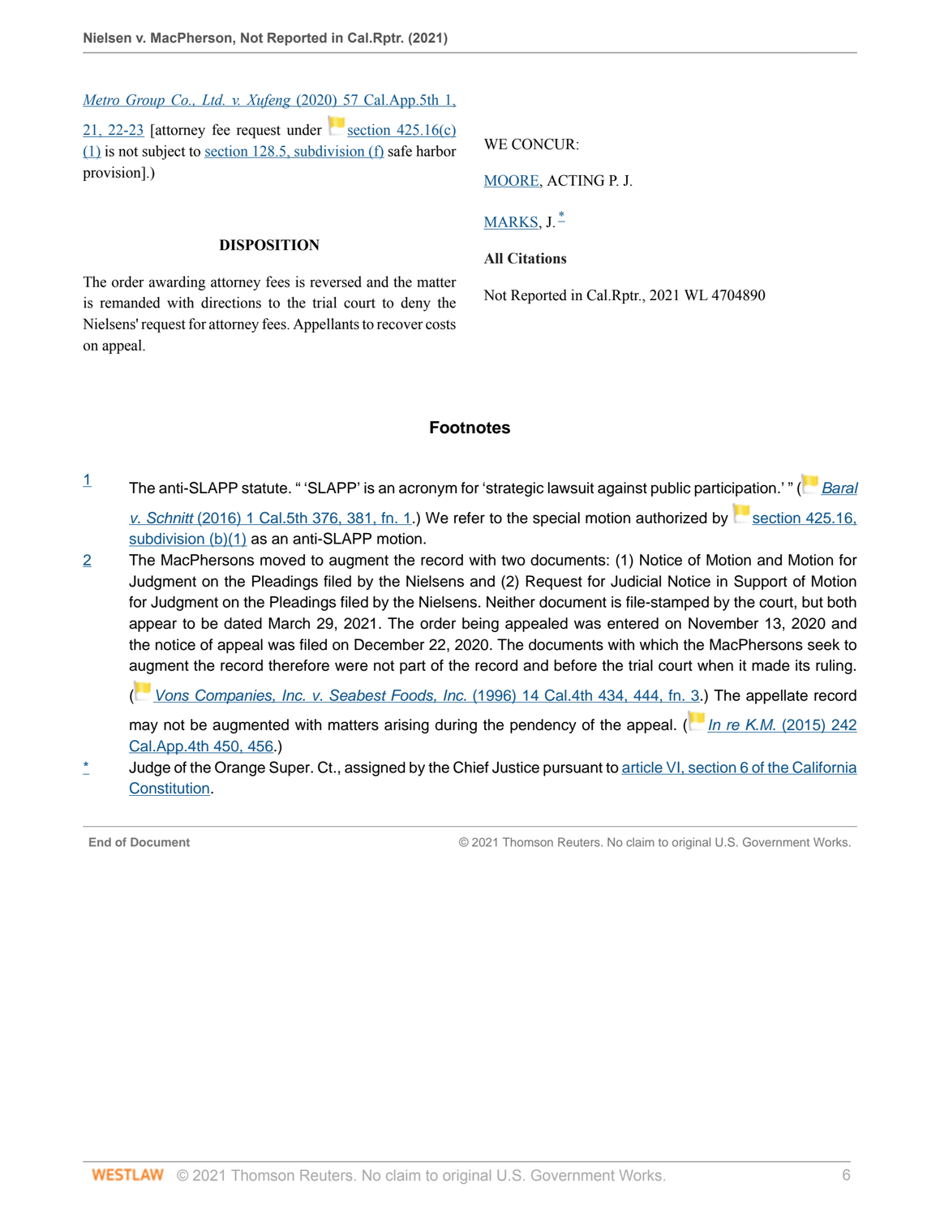*Metro Group Co., Ltd. v. Xufeng* (2020) 57 Cal.App.5th 1, 21, 22-23 [attorney fee request under section 425.16(c)(1) is not subject to section 128.5, subdivision (f) safe harbor provision].)

### DISPOSITION

The order awarding attorney fees is reversed and the matter is remanded with directions to the trial court to deny the Nielsens' request for attorney fees. Appellants to recover costs on appeal.

WE CONCUR:

MOORE, ACTING P. J.

MARKS, J.[*]

**All Citations**

Not Reported in Cal.Rptr., 2021 WL 4704890

## Footnotes

1. The anti-SLAPP statute. " 'SLAPP' is an acronym for 'strategic lawsuit against public participation.' " (*Baral v. Schnitt* (2016) 1 Cal.5th 376, 381, fn. 1.) We refer to the special motion authorized by section 425.16, subdivision (b)(1) as an anti-SLAPP motion.

2. The MacPhersons moved to augment the record with two documents: (1) Notice of Motion and Motion for Judgment on the Pleadings filed by the Nielsens and (2) Request for Judicial Notice in Support of Motion for Judgment on the Pleadings filed by the Nielsens. Neither document is file-stamped by the court, but both appear to be dated March 29, 2021. The order being appealed was entered on November 13, 2020 and the notice of appeal was filed on December 22, 2020. The documents with which the MacPhersons seek to augment the record therefore were not part of the record and before the trial court when it made its ruling. (*Vons Companies, Inc. v. Seabest Foods, Inc.* (1996) 14 Cal.4th 434, 444, fn. 3.) The appellate record may not be augmented with matters arising during the pendency of the appeal. (*In re K.M.* (2015) 242 Cal.App.4th 450, 456.)

[*] Judge of the Orange Super. Ct., assigned by the Chief Justice pursuant to article VI, section 6 of the California Constitution.

End of Document © 2021 Thomson Reuters. No claim to original U.S. Government Works.